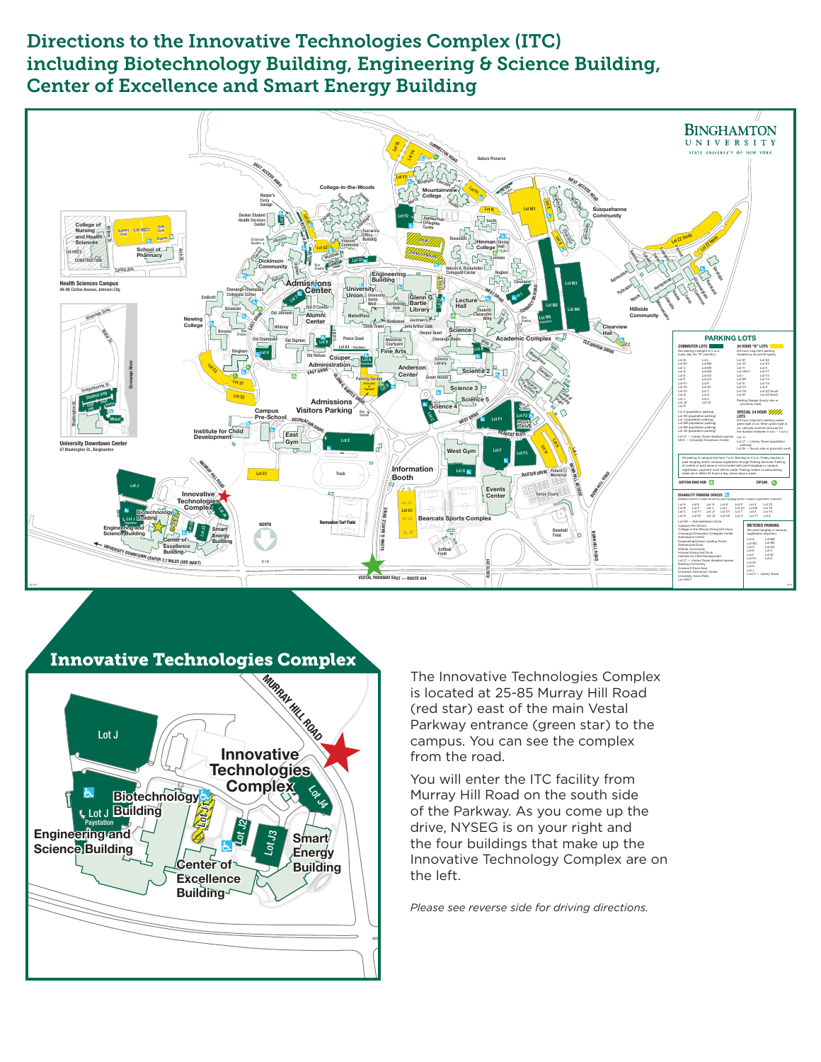# Directions to the Innovative Technologies Complex (ITC) including Biotechnology Building, Engineering & Science Building, Center of Excellence and Smart Energy Building

## Innovative Technologies Complex

The Innovative Technologies Complex is located at 25-85 Murray Hill Road (red star) east of the main Vestal Parkway entrance (green star) to the campus. You can see the complex from the road.

You will enter the ITC facility from Murray Hill Road on the south side of the Parkway. As you come up the drive, NYSEG is on your right and the four buildings that make up the Innovative Technology Complex are on the left.

*Please see reverse side for driving directions.*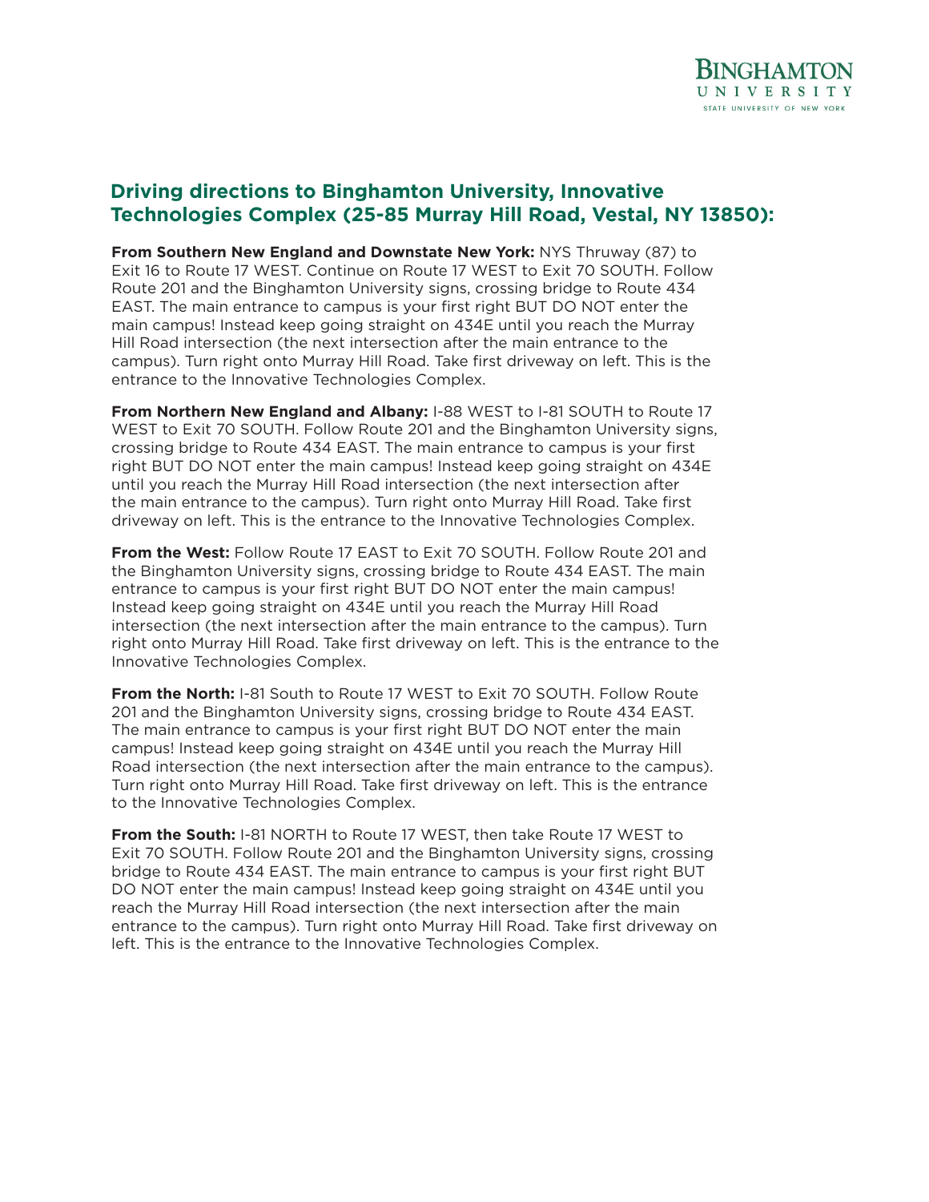## Driving directions to Binghamton University, Innovative Technologies Complex (25-85 Murray Hill Road, Vestal, NY 13850):

**From Southern New England and Downstate New York:** NYS Thruway (87) to Exit 16 to Route 17 WEST. Continue on Route 17 WEST to Exit 70 SOUTH. Follow Route 201 and the Binghamton University signs, crossing bridge to Route 434 EAST. The main entrance to campus is your first right BUT DO NOT enter the main campus! Instead keep going straight on 434E until you reach the Murray Hill Road intersection (the next intersection after the main entrance to the campus). Turn right onto Murray Hill Road. Take first driveway on left. This is the entrance to the Innovative Technologies Complex.

**From Northern New England and Albany:** I-88 WEST to I-81 SOUTH to Route 17 WEST to Exit 70 SOUTH. Follow Route 201 and the Binghamton University signs, crossing bridge to Route 434 EAST. The main entrance to campus is your first right BUT DO NOT enter the main campus! Instead keep going straight on 434E until you reach the Murray Hill Road intersection (the next intersection after the main entrance to the campus). Turn right onto Murray Hill Road. Take first driveway on left. This is the entrance to the Innovative Technologies Complex.

**From the West:** Follow Route 17 EAST to Exit 70 SOUTH. Follow Route 201 and the Binghamton University signs, crossing bridge to Route 434 EAST. The main entrance to campus is your first right BUT DO NOT enter the main campus! Instead keep going straight on 434E until you reach the Murray Hill Road intersection (the next intersection after the main entrance to the campus). Turn right onto Murray Hill Road. Take first driveway on left. This is the entrance to the Innovative Technologies Complex.

**From the North:** I-81 South to Route 17 WEST to Exit 70 SOUTH. Follow Route 201 and the Binghamton University signs, crossing bridge to Route 434 EAST. The main entrance to campus is your first right BUT DO NOT enter the main campus! Instead keep going straight on 434E until you reach the Murray Hill Road intersection (the next intersection after the main entrance to the campus). Turn right onto Murray Hill Road. Take first driveway on left. This is the entrance to the Innovative Technologies Complex.

**From the South:** I-81 NORTH to Route 17 WEST, then take Route 17 WEST to Exit 70 SOUTH. Follow Route 201 and the Binghamton University signs, crossing bridge to Route 434 EAST. The main entrance to campus is your first right BUT DO NOT enter the main campus! Instead keep going straight on 434E until you reach the Murray Hill Road intersection (the next intersection after the main entrance to the campus). Turn right onto Murray Hill Road. Take first driveway on left. This is the entrance to the Innovative Technologies Complex.